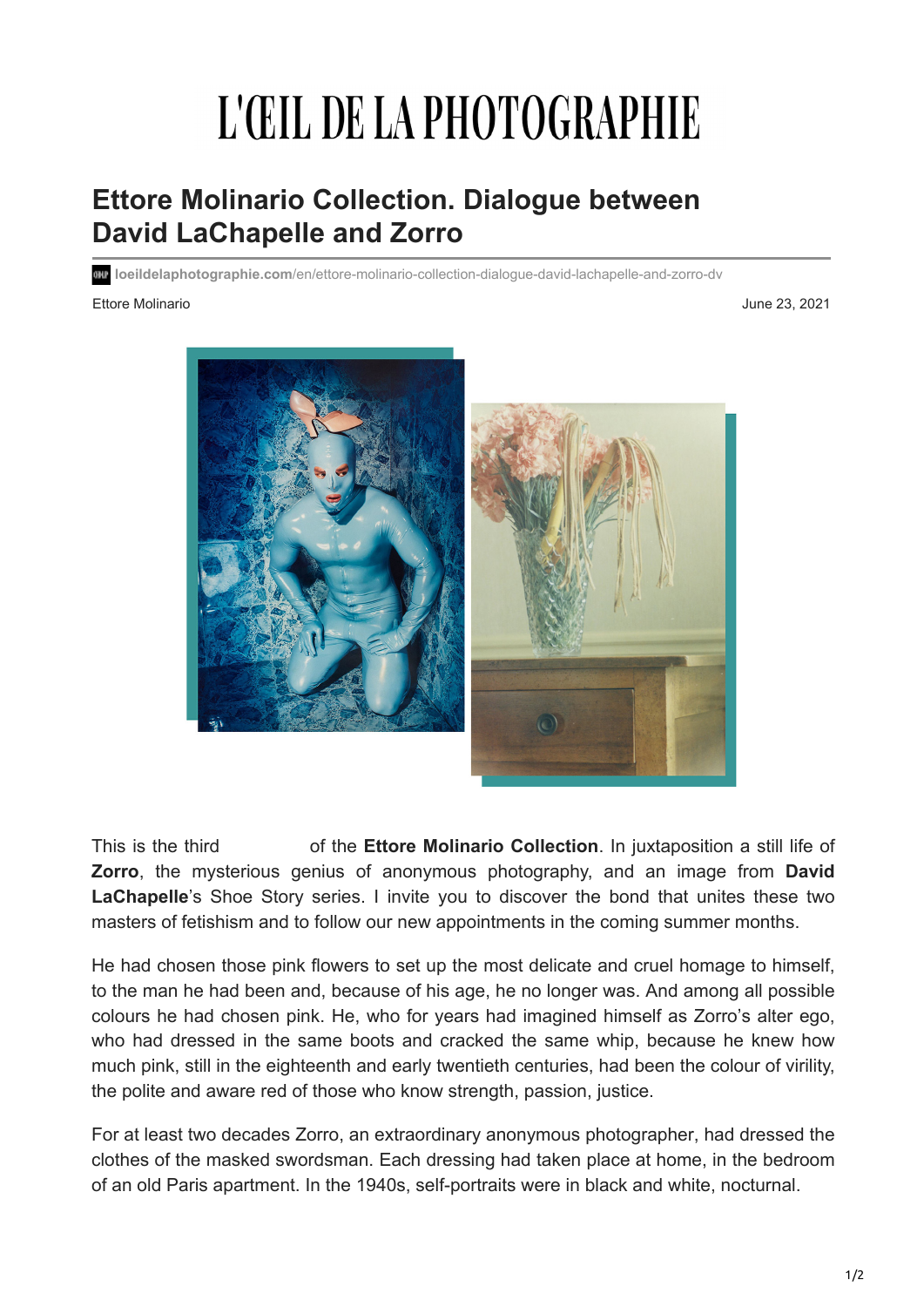# L'ŒIL DE LA PHOTOGRAPHIE

## Ettore Molinario Collection. Dialogue between David LaChapelle and Zorro

loeildelaphotographie.com/en/ettore-molinario-collection-dialogue-david-lachapelle-and-zorro-dv

Ettore Molinario

June 23, 2021

This is the third of the **Ettore Molinario Collection**. In juxtaposition a still life of **Zorro**, the mysterious genius of anonymous photography, and an image from **David LaChapelle**'s Shoe Story series. I invite you to discover the bond that unites these two masters of fetishism and to follow our new appointments in the coming summer months.

He had chosen those pink flowers to set up the most delicate and cruel homage to himself, to the man he had been and, because of his age, he no longer was. And among all possible colours he had chosen pink. He, who for years had imagined himself as Zorro's alter ego, who had dressed in the same boots and cracked the same whip, because he knew how much pink, still in the eighteenth and early twentieth centuries, had been the colour of virility, the polite and aware red of those who know strength, passion, justice.

For at least two decades Zorro, an extraordinary anonymous photographer, had dressed the clothes of the masked swordsman. Each dressing had taken place at home, in the bedroom of an old Paris apartment. In the 1940s, self-portraits were in black and white, nocturnal.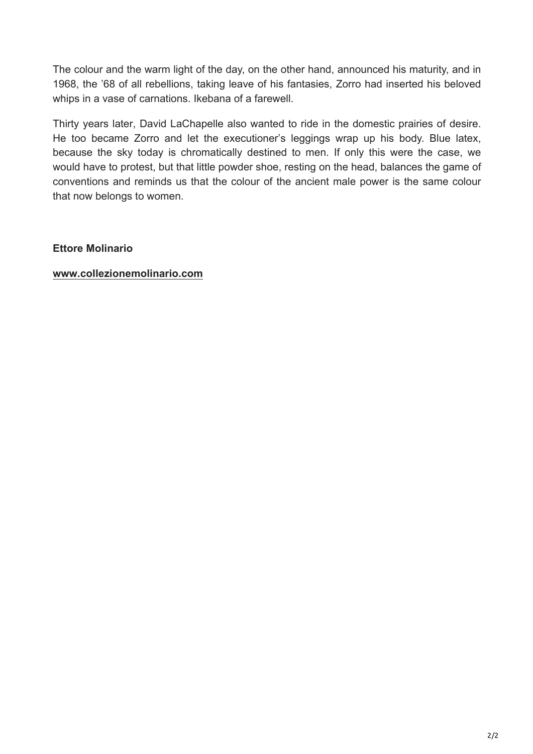The colour and the warm light of the day, on the other hand, announced his maturity, and in 1968, the '68 of all rebellions, taking leave of his fantasies, Zorro had inserted his beloved whips in a vase of carnations. Ikebana of a farewell.

Thirty years later, David LaChapelle also wanted to ride in the domestic prairies of desire. He too became Zorro and let the executioner's leggings wrap up his body. Blue latex, because the sky today is chromatically destined to men. If only this were the case, we would have to protest, but that little powder shoe, resting on the head, balances the game of conventions and reminds us that the colour of the ancient male power is the same colour that now belongs to women.

**Ettore Molinario**

**[www.collezionemolinario.com](http://www.collezionemolinario.com)**